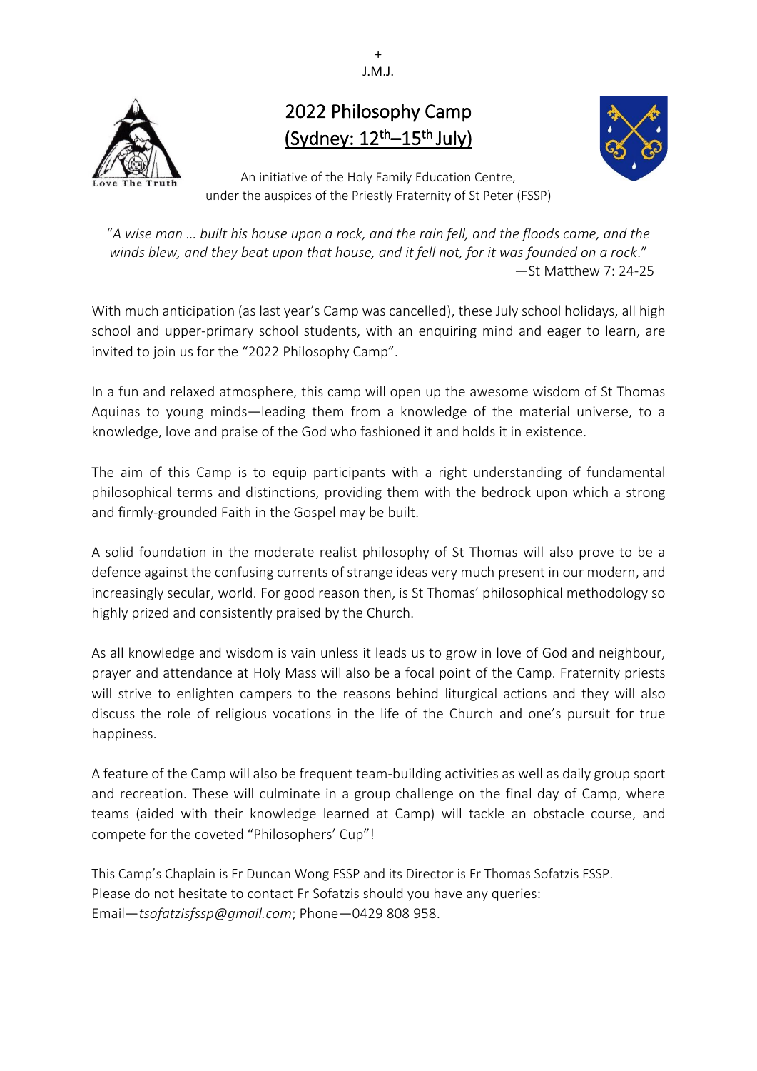+
J.M.J.

# 2022 Philosophy Camp (Sydney: 12th–15th July)

An initiative of the Holy Family Education Centre, under the auspices of the Priestly Fraternity of St Peter (FSSP)

*"A wise man … built his house upon a rock, and the rain fell, and the floods came, and the winds blew, and they beat upon that house, and it fell not, for it was founded on a rock."*
—St Matthew 7: 24-25

With much anticipation (as last year's Camp was cancelled), these July school holidays, all high school and upper-primary school students, with an enquiring mind and eager to learn, are invited to join us for the "2022 Philosophy Camp".

In a fun and relaxed atmosphere, this camp will open up the awesome wisdom of St Thomas Aquinas to young minds—leading them from a knowledge of the material universe, to a knowledge, love and praise of the God who fashioned it and holds it in existence.

The aim of this Camp is to equip participants with a right understanding of fundamental philosophical terms and distinctions, providing them with the bedrock upon which a strong and firmly-grounded Faith in the Gospel may be built.

A solid foundation in the moderate realist philosophy of St Thomas will also prove to be a defence against the confusing currents of strange ideas very much present in our modern, and increasingly secular, world. For good reason then, is St Thomas' philosophical methodology so highly prized and consistently praised by the Church.

As all knowledge and wisdom is vain unless it leads us to grow in love of God and neighbour, prayer and attendance at Holy Mass will also be a focal point of the Camp. Fraternity priests will strive to enlighten campers to the reasons behind liturgical actions and they will also discuss the role of religious vocations in the life of the Church and one's pursuit for true happiness.

A feature of the Camp will also be frequent team-building activities as well as daily group sport and recreation. These will culminate in a group challenge on the final day of Camp, where teams (aided with their knowledge learned at Camp) will tackle an obstacle course, and compete for the coveted "Philosophers' Cup"!

This Camp's Chaplain is Fr Duncan Wong FSSP and its Director is Fr Thomas Sofatzis FSSP.
Please do not hesitate to contact Fr Sofatzis should you have any queries:
Email—*tsofatzisfssp@gmail.com*; Phone—0429 808 958.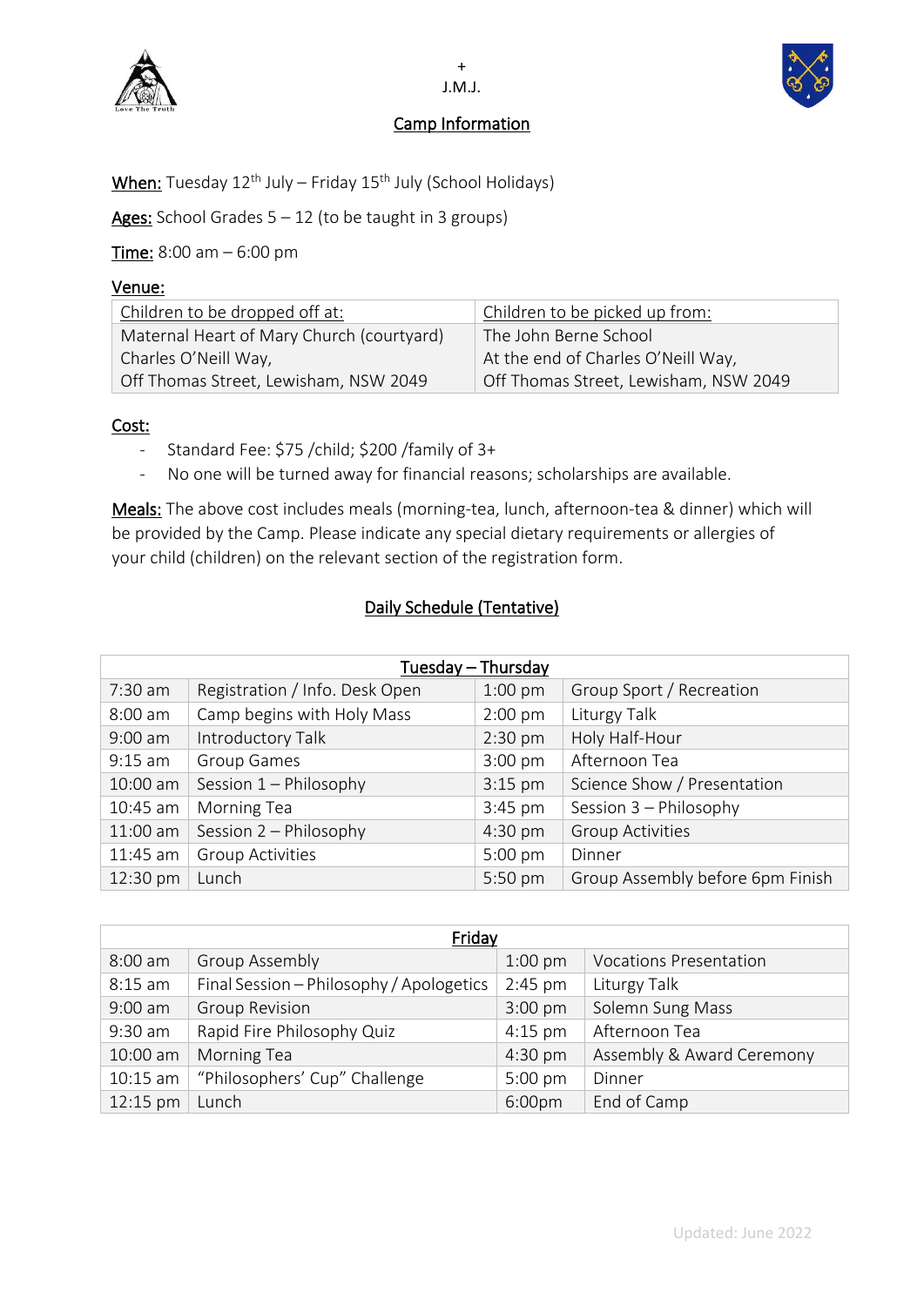+
J.M.J.

# Camp Information

**When:** Tuesday 12th July – Friday 15th July (School Holidays)

**Ages:** School Grades 5 – 12 (to be taught in 3 groups)

**Time:** 8:00 am – 6:00 pm

**Venue:**

| Children to be dropped off at: | Children to be picked up from: |
|---|---|
| Maternal Heart of Mary Church (courtyard)<br>Charles O'Neill Way,<br>Off Thomas Street, Lewisham, NSW 2049 | The John Berne School<br>At the end of Charles O'Neill Way,<br>Off Thomas Street, Lewisham, NSW 2049 |

**Cost:**

- Standard Fee: $75 /child; $200 /family of 3+
- No one will be turned away for financial reasons; scholarships are available.

**Meals:** The above cost includes meals (morning-tea, lunch, afternoon-tea & dinner) which will be provided by the Camp. Please indicate any special dietary requirements or allergies of your child (children) on the relevant section of the registration form.

## Daily Schedule (Tentative)

| Tuesday – Thursday | | | |
|---|---|---|---|
| 7:30 am | Registration / Info. Desk Open | 1:00 pm | Group Sport / Recreation |
| 8:00 am | Camp begins with Holy Mass | 2:00 pm | Liturgy Talk |
| 9:00 am | Introductory Talk | 2:30 pm | Holy Half-Hour |
| 9:15 am | Group Games | 3:00 pm | Afternoon Tea |
| 10:00 am | Session 1 – Philosophy | 3:15 pm | Science Show / Presentation |
| 10:45 am | Morning Tea | 3:45 pm | Session 3 – Philosophy |
| 11:00 am | Session 2 – Philosophy | 4:30 pm | Group Activities |
| 11:45 am | Group Activities | 5:00 pm | Dinner |
| 12:30 pm | Lunch | 5:50 pm | Group Assembly before 6pm Finish |

| Friday | | | |
|---|---|---|---|
| 8:00 am | Group Assembly | 1:00 pm | Vocations Presentation |
| 8:15 am | Final Session – Philosophy / Apologetics | 2:45 pm | Liturgy Talk |
| 9:00 am | Group Revision | 3:00 pm | Solemn Sung Mass |
| 9:30 am | Rapid Fire Philosophy Quiz | 4:15 pm | Afternoon Tea |
| 10:00 am | Morning Tea | 4:30 pm | Assembly & Award Ceremony |
| 10:15 am | "Philosophers' Cup" Challenge | 5:00 pm | Dinner |
| 12:15 pm | Lunch | 6:00pm | End of Camp |

Updated: June 2022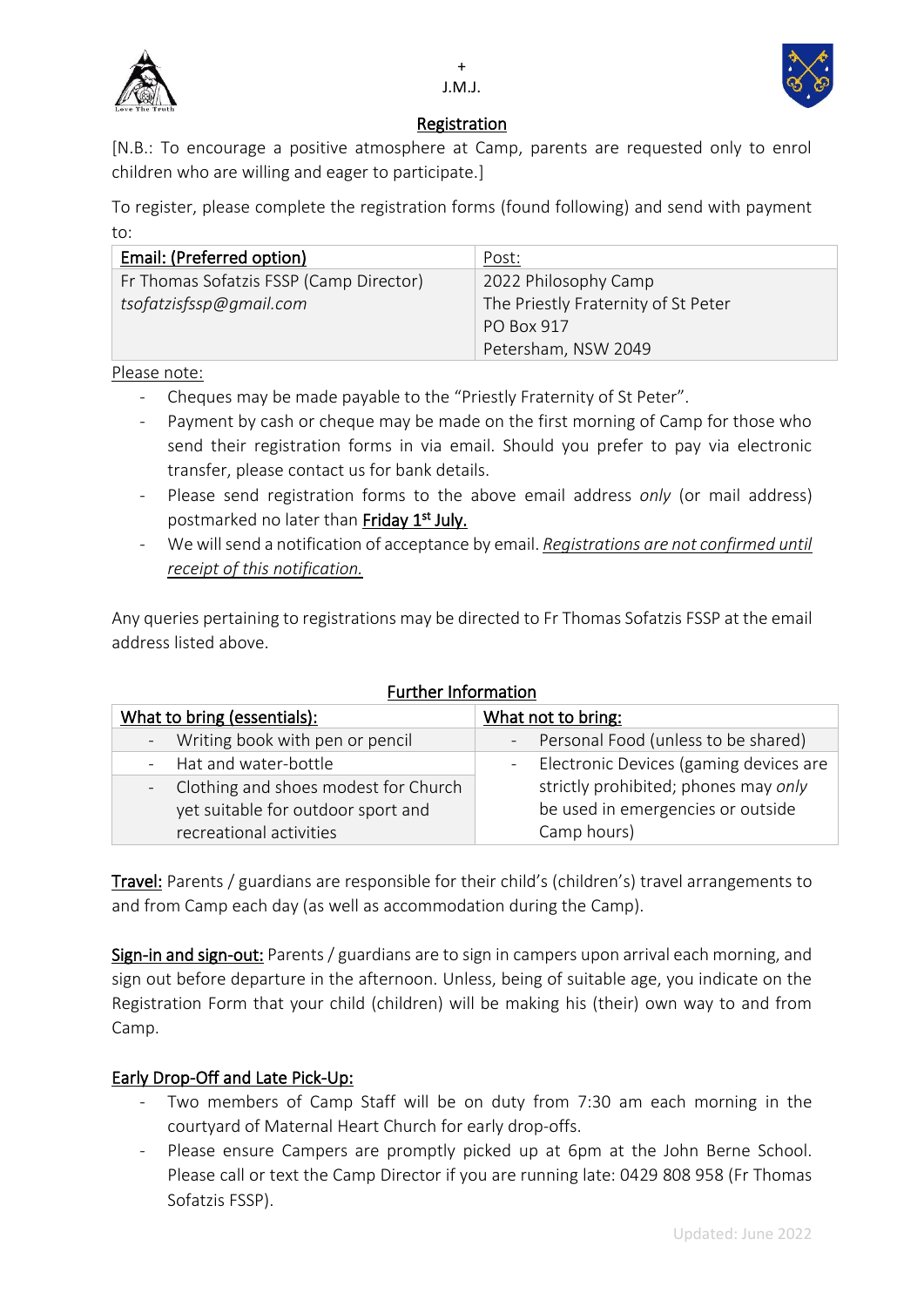+
J.M.J.

## Registration

[N.B.: To encourage a positive atmosphere at Camp, parents are requested only to enrol children who are willing and eager to participate.]

To register, please complete the registration forms (found following) and send with payment to:

| **Email: (Preferred option)** | Post: |
|---|---|
| Fr Thomas Sofatzis FSSP (Camp Director)<br>*tsofatzisfssp@gmail.com* | 2022 Philosophy Camp<br>The Priestly Fraternity of St Peter<br>PO Box 917<br>Petersham, NSW 2049 |

Please note:

- Cheques may be made payable to the "Priestly Fraternity of St Peter".
- Payment by cash or cheque may be made on the first morning of Camp for those who send their registration forms in via email. Should you prefer to pay via electronic transfer, please contact us for bank details.
- Please send registration forms to the above email address *only* (or mail address) postmarked no later than **Friday 1st July.**
- We will send a notification of acceptance by email. *Registrations are not confirmed until receipt of this notification.*

Any queries pertaining to registrations may be directed to Fr Thomas Sofatzis FSSP at the email address listed above.

## Further Information

| What to bring (essentials): | What not to bring: |
|---|---|
| - Writing book with pen or pencil | - Personal Food (unless to be shared) |
| - Hat and water-bottle | - Electronic Devices (gaming devices are strictly prohibited; phones may *only* be used in emergencies or outside Camp hours) |
| - Clothing and shoes modest for Church yet suitable for outdoor sport and recreational activities | |

**Travel:** Parents / guardians are responsible for their child's (children's) travel arrangements to and from Camp each day (as well as accommodation during the Camp).

**Sign-in and sign-out:** Parents / guardians are to sign in campers upon arrival each morning, and sign out before departure in the afternoon. Unless, being of suitable age, you indicate on the Registration Form that your child (children) will be making his (their) own way to and from Camp.

**Early Drop-Off and Late Pick-Up:**

- Two members of Camp Staff will be on duty from 7:30 am each morning in the courtyard of Maternal Heart Church for early drop-offs.
- Please ensure Campers are promptly picked up at 6pm at the John Berne School. Please call or text the Camp Director if you are running late: 0429 808 958 (Fr Thomas Sofatzis FSSP).

Updated: June 2022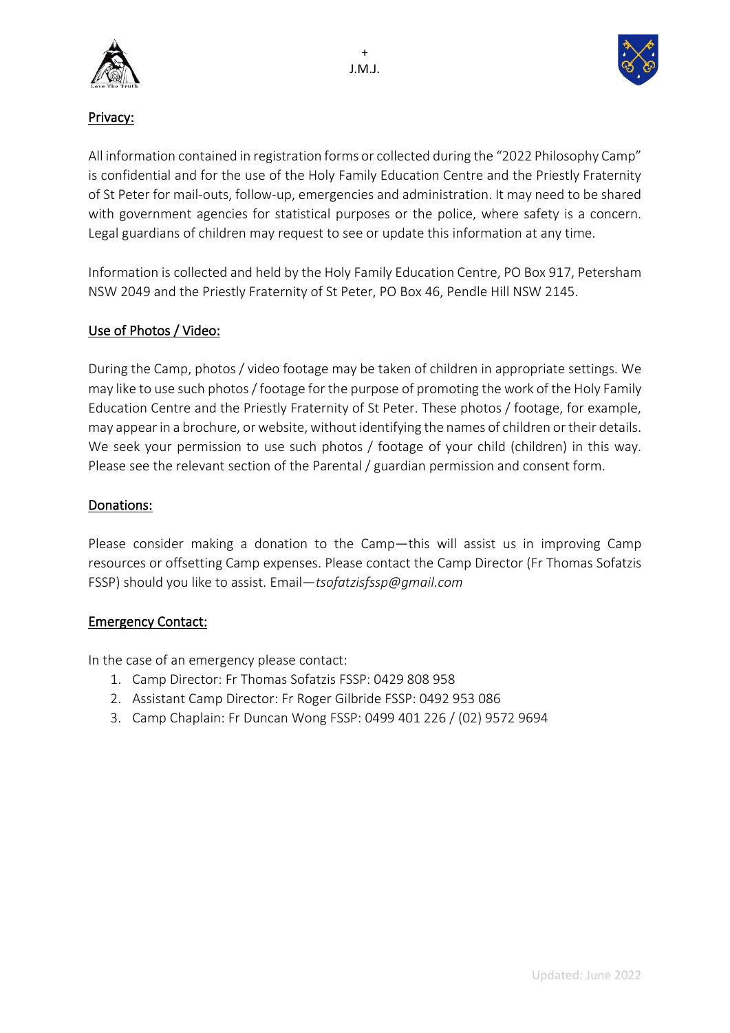## Privacy:

All information contained in registration forms or collected during the "2022 Philosophy Camp" is confidential and for the use of the Holy Family Education Centre and the Priestly Fraternity of St Peter for mail-outs, follow-up, emergencies and administration. It may need to be shared with government agencies for statistical purposes or the police, where safety is a concern. Legal guardians of children may request to see or update this information at any time.

Information is collected and held by the Holy Family Education Centre, PO Box 917, Petersham NSW 2049 and the Priestly Fraternity of St Peter, PO Box 46, Pendle Hill NSW 2145.

## Use of Photos / Video:

During the Camp, photos / video footage may be taken of children in appropriate settings. We may like to use such photos / footage for the purpose of promoting the work of the Holy Family Education Centre and the Priestly Fraternity of St Peter. These photos / footage, for example, may appear in a brochure, or website, without identifying the names of children or their details. We seek your permission to use such photos / footage of your child (children) in this way. Please see the relevant section of the Parental / guardian permission and consent form.

## Donations:

Please consider making a donation to the Camp—this will assist us in improving Camp resources or offsetting Camp expenses. Please contact the Camp Director (Fr Thomas Sofatzis FSSP) should you like to assist. Email—*tsofatzisfssp@gmail.com*

## Emergency Contact:

In the case of an emergency please contact:

1. Camp Director: Fr Thomas Sofatzis FSSP: 0429 808 958
2. Assistant Camp Director: Fr Roger Gilbride FSSP: 0492 953 086
3. Camp Chaplain: Fr Duncan Wong FSSP: 0499 401 226 / (02) 9572 9694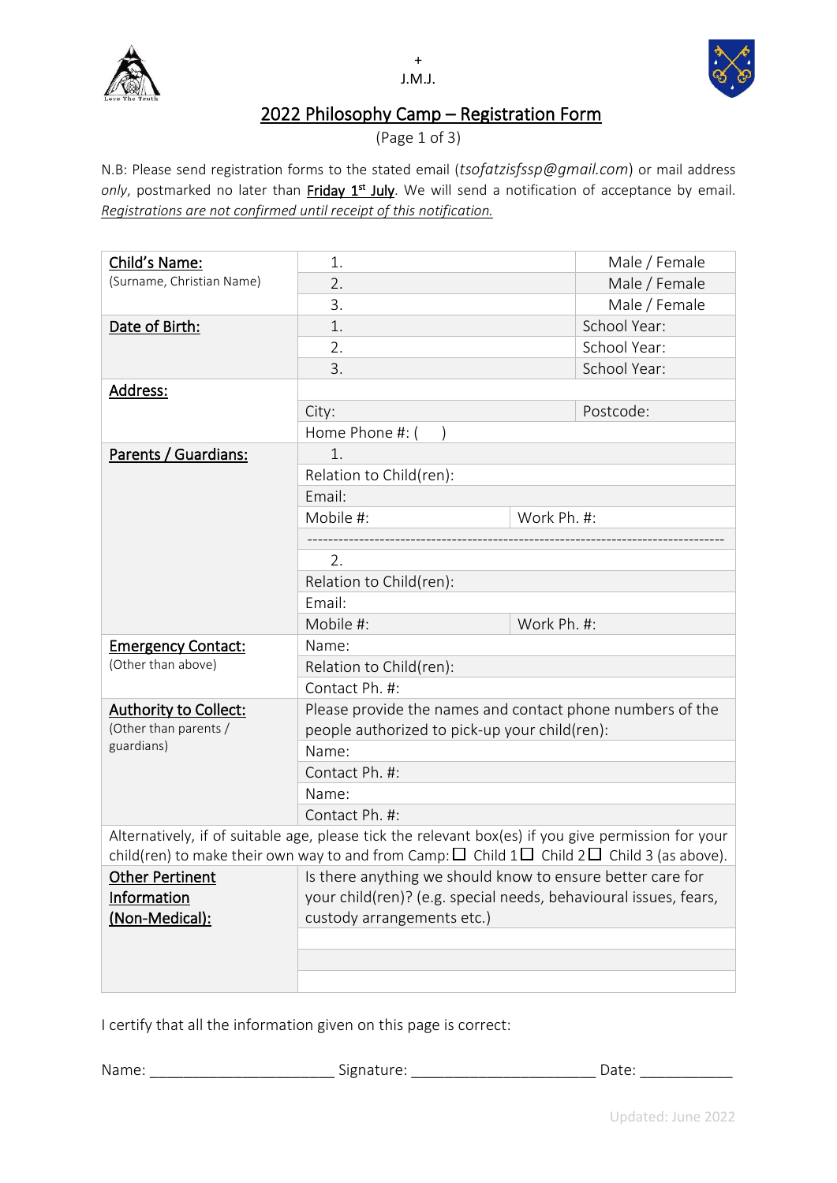+
J.M.J.

# 2022 Philosophy Camp – Registration Form

(Page 1 of 3)

N.B: Please send registration forms to the stated email (*tsofatzisfssp@gmail.com*) or mail address *only*, postmarked no later than **Friday 1st July**. We will send a notification of acceptance by email. *Registrations are not confirmed until receipt of this notification.*

| | | |
|---|---|---|
| **Child's Name:** (Surname, Christian Name) | 1. | Male / Female |
| | 2. | Male / Female |
| | 3. | Male / Female |
| **Date of Birth:** | 1. | School Year: |
| | 2. | School Year: |
| | 3. | School Year: |
| **Address:** | | |
| | City: | Postcode: |
| | Home Phone #: ( ) | |
| **Parents / Guardians:** | 1. | |
| | Relation to Child(ren): | |
| | Email: | |
| | Mobile #: | Work Ph. #: |
| | 2. | |
| | Relation to Child(ren): | |
| | Email: | |
| | Mobile #: | Work Ph. #: |
| **Emergency Contact:** (Other than above) | Name: | |
| | Relation to Child(ren): | |
| | Contact Ph. #: | |
| **Authority to Collect:** (Other than parents / guardians) | Please provide the names and contact phone numbers of the people authorized to pick-up your child(ren): | |
| | Name: | |
| | Contact Ph. #: | |
| | Name: | |
| | Contact Ph. #: | |
| Alternatively, if of suitable age, please tick the relevant box(es) if you give permission for your child(ren) to make their own way to and from Camp: ☐ Child 1 ☐ Child 2 ☐ Child 3 (as above). | | |
| **Other Pertinent Information (Non-Medical):** | Is there anything we should know to ensure better care for your child(ren)? (e.g. special needs, behavioural issues, fears, custody arrangements etc.) | |
| | | |
| | | |
| | | |

I certify that all the information given on this page is correct:

Name: ______________________ Signature: ______________________ Date: ___________

Updated: June 2022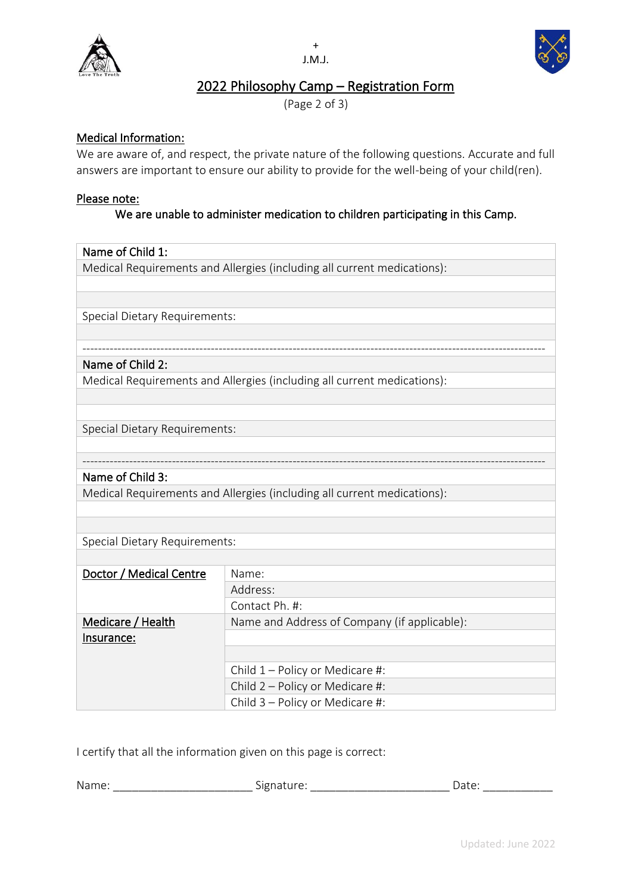+
J.M.J.

# 2022 Philosophy Camp – Registration Form

(Page 2 of 3)

**Medical Information:**

We are aware of, and respect, the private nature of the following questions. Accurate and full answers are important to ensure our ability to provide for the well-being of your child(ren).

**Please note:**

We are unable to administer medication to children participating in this Camp.

| Name of Child 1: |
|---|
| Medical Requirements and Allergies (including all current medications): |
| |
| |
| Special Dietary Requirements: |
| |
| ------------------------------------------------------------ |
| Name of Child 2: |
| Medical Requirements and Allergies (including all current medications): |
| |
| |
| Special Dietary Requirements: |
| |
| ------------------------------------------------------------ |
| Name of Child 3: |
| Medical Requirements and Allergies (including all current medications): |
| |
| |
| Special Dietary Requirements: |
| |

| | |
|---|---|
| **Doctor / Medical Centre** | Name: |
| | Address: |
| | Contact Ph. #: |
| **Medicare / Health Insurance:** | Name and Address of Company (if applicable): |
| | |
| | |
| | Child 1 – Policy or Medicare #: |
| | Child 2 – Policy or Medicare #: |
| | Child 3 – Policy or Medicare #: |

I certify that all the information given on this page is correct:

Name: ______________________ Signature: ______________________ Date: ___________

Updated: June 2022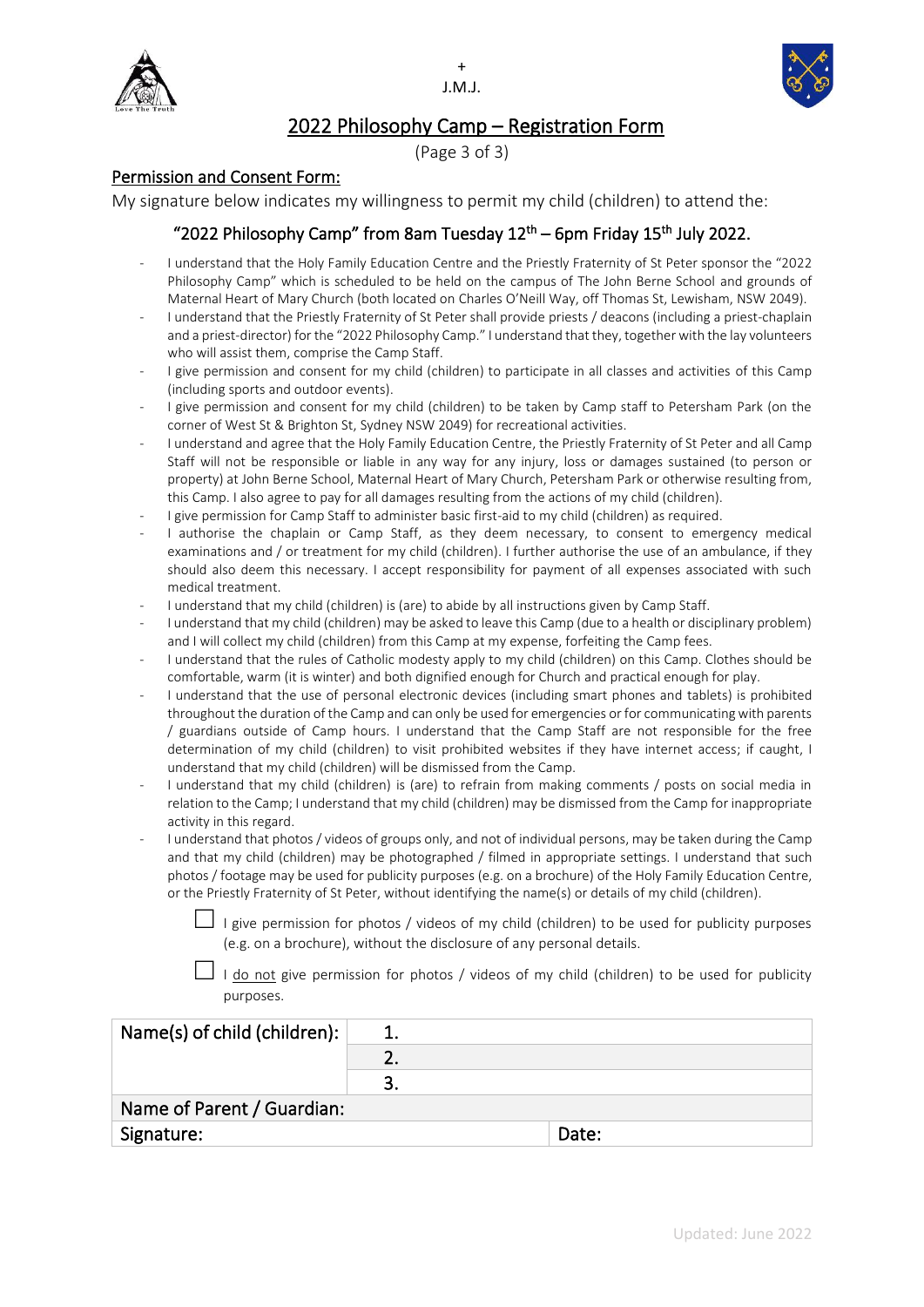+
J.M.J.

# 2022 Philosophy Camp – Registration Form

(Page 3 of 3)

## Permission and Consent Form:

My signature below indicates my willingness to permit my child (children) to attend the:

### "2022 Philosophy Camp" from 8am Tuesday 12th – 6pm Friday 15th July 2022.

- I understand that the Holy Family Education Centre and the Priestly Fraternity of St Peter sponsor the "2022 Philosophy Camp" which is scheduled to be held on the campus of The John Berne School and grounds of Maternal Heart of Mary Church (both located on Charles O'Neill Way, off Thomas St, Lewisham, NSW 2049).
- I understand that the Priestly Fraternity of St Peter shall provide priests / deacons (including a priest-chaplain and a priest-director) for the "2022 Philosophy Camp." I understand that they, together with the lay volunteers who will assist them, comprise the Camp Staff.
- I give permission and consent for my child (children) to participate in all classes and activities of this Camp (including sports and outdoor events).
- I give permission and consent for my child (children) to be taken by Camp staff to Petersham Park (on the corner of West St & Brighton St, Sydney NSW 2049) for recreational activities.
- I understand and agree that the Holy Family Education Centre, the Priestly Fraternity of St Peter and all Camp Staff will not be responsible or liable in any way for any injury, loss or damages sustained (to person or property) at John Berne School, Maternal Heart of Mary Church, Petersham Park or otherwise resulting from, this Camp. I also agree to pay for all damages resulting from the actions of my child (children).
- I give permission for Camp Staff to administer basic first-aid to my child (children) as required.
- I authorise the chaplain or Camp Staff, as they deem necessary, to consent to emergency medical examinations and / or treatment for my child (children). I further authorise the use of an ambulance, if they should also deem this necessary. I accept responsibility for payment of all expenses associated with such medical treatment.
- I understand that my child (children) is (are) to abide by all instructions given by Camp Staff.
- I understand that my child (children) may be asked to leave this Camp (due to a health or disciplinary problem) and I will collect my child (children) from this Camp at my expense, forfeiting the Camp fees.
- I understand that the rules of Catholic modesty apply to my child (children) on this Camp. Clothes should be comfortable, warm (it is winter) and both dignified enough for Church and practical enough for play.
- I understand that the use of personal electronic devices (including smart phones and tablets) is prohibited throughout the duration of the Camp and can only be used for emergencies or for communicating with parents / guardians outside of Camp hours. I understand that the Camp Staff are not responsible for the free determination of my child (children) to visit prohibited websites if they have internet access; if caught, I understand that my child (children) will be dismissed from the Camp.
- I understand that my child (children) is (are) to refrain from making comments / posts on social media in relation to the Camp; I understand that my child (children) may be dismissed from the Camp for inappropriate activity in this regard.
- I understand that photos / videos of groups only, and not of individual persons, may be taken during the Camp and that my child (children) may be photographed / filmed in appropriate settings. I understand that such photos / footage may be used for publicity purposes (e.g. on a brochure) of the Holy Family Education Centre, or the Priestly Fraternity of St Peter, without identifying the name(s) or details of my child (children).

☐ I give permission for photos / videos of my child (children) to be used for publicity purposes (e.g. on a brochure), without the disclosure of any personal details.

☐ I do not give permission for photos / videos of my child (children) to be used for publicity purposes.

| | | |
|---|---|---|
| Name(s) of child (children): | 1. | |
| | 2. | |
| | 3. | |
| Name of Parent / Guardian: | | |
| Signature: | | Date: |

Updated: June 2022